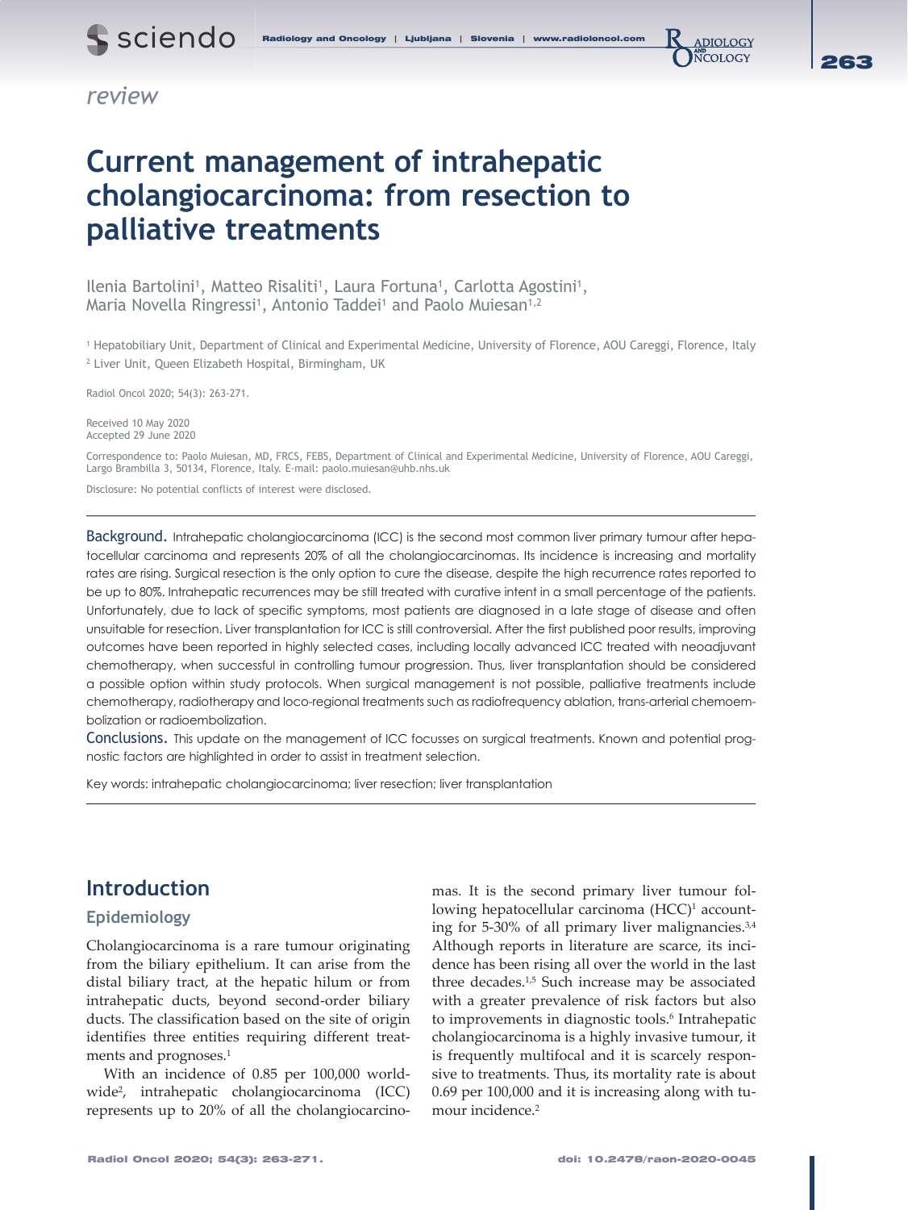*review*

# Current management of intrahepatic cholangiocarcinoma: from resection to palliative treatments

Ilenia Bartolini[1], Matteo Risaliti[1], Laura Fortuna[1], Carlotta Agostini[1], Maria Novella Ringressi[1], Antonio Taddei[1] and Paolo Muiesan[1,2]

[1] Hepatobiliary Unit, Department of Clinical and Experimental Medicine, University of Florence, AOU Careggi, Florence, Italy

[2] Liver Unit, Queen Elizabeth Hospital, Birmingham, UK

Radiol Oncol 2020; 54(3): 263-271.

Received 10 May 2020
Accepted 29 June 2020

Correspondence to: Paolo Muiesan, MD, FRCS, FEBS, Department of Clinical and Experimental Medicine, University of Florence, AOU Careggi, Largo Brambilla 3, 50134, Florence, Italy. E-mail: paolo.muiesan@uhb.nhs.uk

Disclosure: No potential conflicts of interest were disclosed.

**Background.** Intrahepatic cholangiocarcinoma (ICC) is the second most common liver primary tumour after hepatocellular carcinoma and represents 20% of all the cholangiocarcinomas. Its incidence is increasing and mortality rates are rising. Surgical resection is the only option to cure the disease, despite the high recurrence rates reported to be up to 80%. Intrahepatic recurrences may be still treated with curative intent in a small percentage of the patients. Unfortunately, due to lack of specific symptoms, most patients are diagnosed in a late stage of disease and often unsuitable for resection. Liver transplantation for ICC is still controversial. After the first published poor results, improving outcomes have been reported in highly selected cases, including locally advanced ICC treated with neoadjuvant chemotherapy, when successful in controlling tumour progression. Thus, liver transplantation should be considered a possible option within study protocols. When surgical management is not possible, palliative treatments include chemotherapy, radiotherapy and loco-regional treatments such as radiofrequency ablation, trans-arterial chemoembolization or radioembolization.

**Conclusions.** This update on the management of ICC focusses on surgical treatments. Known and potential prognostic factors are highlighted in order to assist in treatment selection.

Key words: intrahepatic cholangiocarcinoma; liver resection; liver transplantation

## Introduction

### Epidemiology

Cholangiocarcinoma is a rare tumour originating from the biliary epithelium. It can arise from the distal biliary tract, at the hepatic hilum or from intrahepatic ducts, beyond second-order biliary ducts. The classification based on the site of origin identifies three entities requiring different treatments and prognoses.[1]

With an incidence of 0.85 per 100,000 worldwide[2], intrahepatic cholangiocarcinoma (ICC) represents up to 20% of all the cholangiocarcinomas. It is the second primary liver tumour following hepatocellular carcinoma (HCC)[1] accounting for 5-30% of all primary liver malignancies.[3,4] Although reports in literature are scarce, its incidence has been rising all over the world in the last three decades.[1,5] Such increase may be associated with a greater prevalence of risk factors but also to improvements in diagnostic tools.[6] Intrahepatic cholangiocarcinoma is a highly invasive tumour, it is frequently multifocal and it is scarcely responsive to treatments. Thus, its mortality rate is about 0.69 per 100,000 and it is increasing along with tumour incidence.[2]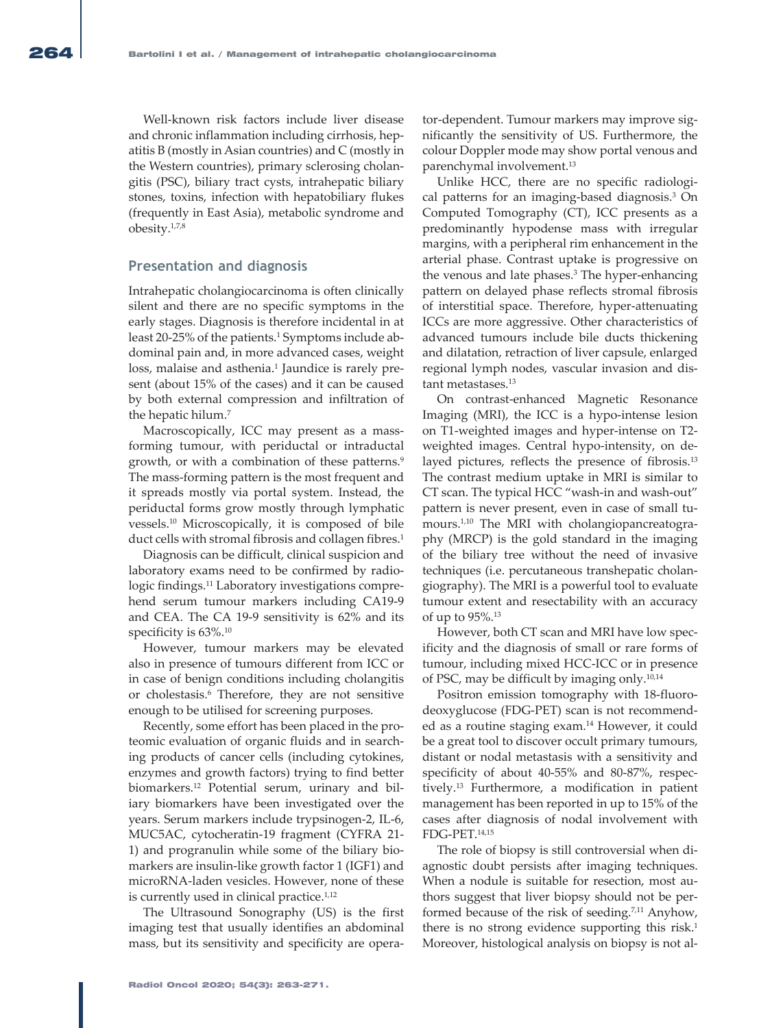Well-known risk factors include liver disease and chronic inflammation including cirrhosis, hepatitis B (mostly in Asian countries) and C (mostly in the Western countries), primary sclerosing cholangitis (PSC), biliary tract cysts, intrahepatic biliary stones, toxins, infection with hepatobiliary flukes (frequently in East Asia), metabolic syndrome and obesity.[1,7,8]

## Presentation and diagnosis

Intrahepatic cholangiocarcinoma is often clinically silent and there are no specific symptoms in the early stages. Diagnosis is therefore incidental in at least 20-25% of the patients.[1] Symptoms include abdominal pain and, in more advanced cases, weight loss, malaise and asthenia.[1] Jaundice is rarely present (about 15% of the cases) and it can be caused by both external compression and infiltration of the hepatic hilum.[7]

Macroscopically, ICC may present as a mass-forming tumour, with periductal or intraductal growth, or with a combination of these patterns.[9] The mass-forming pattern is the most frequent and it spreads mostly via portal system. Instead, the periductal forms grow mostly through lymphatic vessels.[10] Microscopically, it is composed of bile duct cells with stromal fibrosis and collagen fibres.[1]

Diagnosis can be difficult, clinical suspicion and laboratory exams need to be confirmed by radiologic findings.[11] Laboratory investigations comprehend serum tumour markers including CA19-9 and CEA. The CA 19-9 sensitivity is 62% and its specificity is 63%.[10]

However, tumour markers may be elevated also in presence of tumours different from ICC or in case of benign conditions including cholangitis or cholestasis.[6] Therefore, they are not sensitive enough to be utilised for screening purposes.

Recently, some effort has been placed in the proteomic evaluation of organic fluids and in searching products of cancer cells (including cytokines, enzymes and growth factors) trying to find better biomarkers.[12] Potential serum, urinary and biliary biomarkers have been investigated over the years. Serum markers include trypsinogen-2, IL-6, MUC5AC, cytocheratin-19 fragment (CYFRA 21-1) and progranulin while some of the biliary biomarkers are insulin-like growth factor 1 (IGF1) and microRNA-laden vesicles. However, none of these is currently used in clinical practice.[1,12]

The Ultrasound Sonography (US) is the first imaging test that usually identifies an abdominal mass, but its sensitivity and specificity are operator-dependent. Tumour markers may improve significantly the sensitivity of US. Furthermore, the colour Doppler mode may show portal venous and parenchymal involvement.[13]

Unlike HCC, there are no specific radiological patterns for an imaging-based diagnosis.[3] On Computed Tomography (CT), ICC presents as a predominantly hypodense mass with irregular margins, with a peripheral rim enhancement in the arterial phase. Contrast uptake is progressive on the venous and late phases.[3] The hyper-enhancing pattern on delayed phase reflects stromal fibrosis of interstitial space. Therefore, hyper-attenuating ICCs are more aggressive. Other characteristics of advanced tumours include bile ducts thickening and dilatation, retraction of liver capsule, enlarged regional lymph nodes, vascular invasion and distant metastases.[13]

On contrast-enhanced Magnetic Resonance Imaging (MRI), the ICC is a hypo-intense lesion on T1-weighted images and hyper-intense on T2-weighted images. Central hypo-intensity, on delayed pictures, reflects the presence of fibrosis.[13] The contrast medium uptake in MRI is similar to CT scan. The typical HCC "wash-in and wash-out" pattern is never present, even in case of small tumours.[1,10] The MRI with cholangiopancreatography (MRCP) is the gold standard in the imaging of the biliary tree without the need of invasive techniques (i.e. percutaneous transhepatic cholangiography). The MRI is a powerful tool to evaluate tumour extent and resectability with an accuracy of up to 95%.[13]

However, both CT scan and MRI have low specificity and the diagnosis of small or rare forms of tumour, including mixed HCC-ICC or in presence of PSC, may be difficult by imaging only.[10,14]

Positron emission tomography with 18-fluorodeoxyglucose (FDG-PET) scan is not recommended as a routine staging exam.[14] However, it could be a great tool to discover occult primary tumours, distant or nodal metastasis with a sensitivity and specificity of about 40-55% and 80-87%, respectively.[13] Furthermore, a modification in patient management has been reported in up to 15% of the cases after diagnosis of nodal involvement with FDG-PET.[14,15]

The role of biopsy is still controversial when diagnostic doubt persists after imaging techniques. When a nodule is suitable for resection, most authors suggest that liver biopsy should not be performed because of the risk of seeding.[7,11] Anyhow, there is no strong evidence supporting this risk.[1] Moreover, histological analysis on biopsy is not al-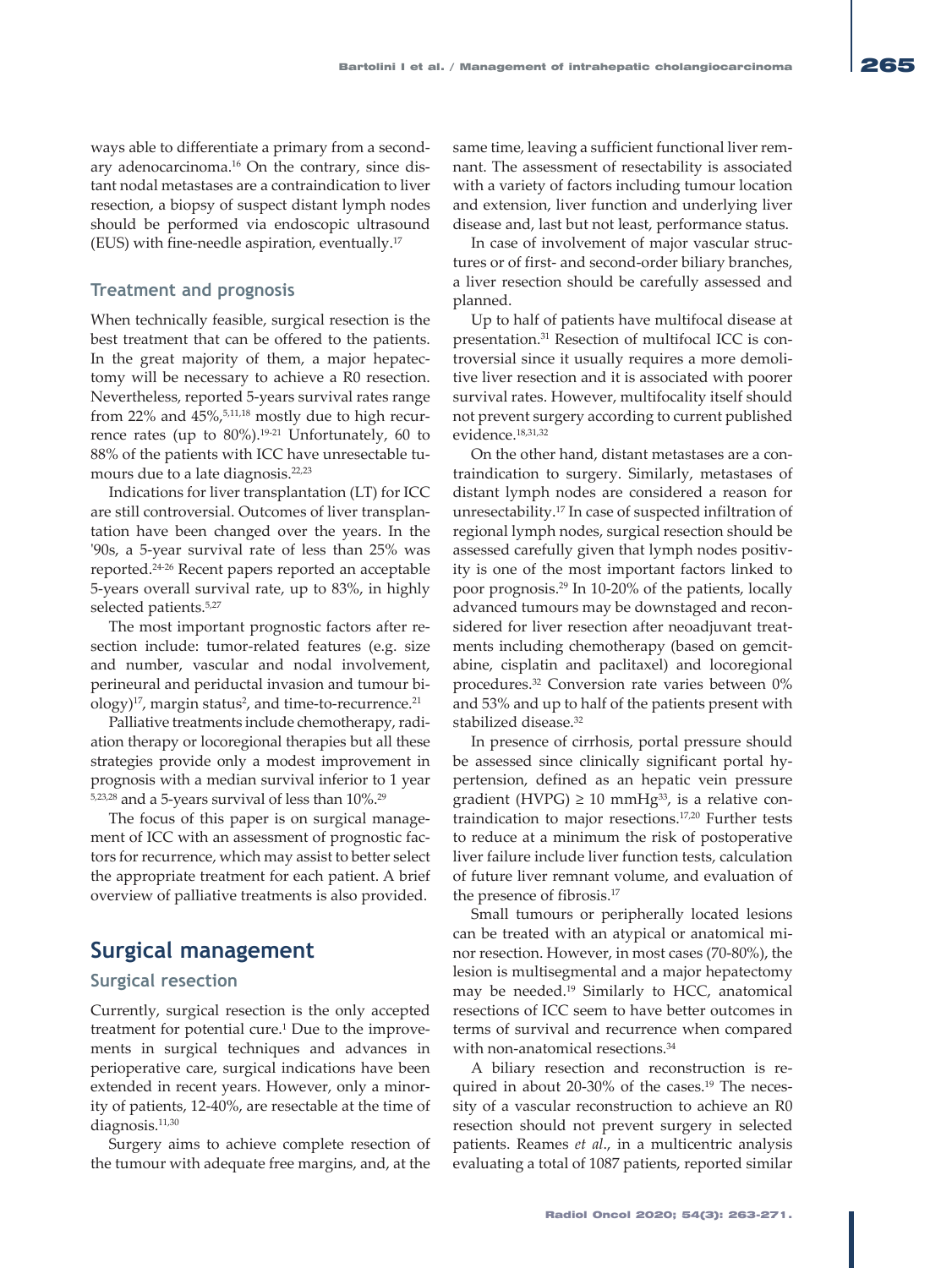ways able to differentiate a primary from a secondary adenocarcinoma.[16] On the contrary, since distant nodal metastases are a contraindication to liver resection, a biopsy of suspect distant lymph nodes should be performed via endoscopic ultrasound (EUS) with fine-needle aspiration, eventually.[17]

### Treatment and prognosis

When technically feasible, surgical resection is the best treatment that can be offered to the patients. In the great majority of them, a major hepatectomy will be necessary to achieve a R0 resection. Nevertheless, reported 5-years survival rates range from 22% and 45%,[5,11,18] mostly due to high recurrence rates (up to 80%).[19-21] Unfortunately, 60 to 88% of the patients with ICC have unresectable tumours due to a late diagnosis.[22,23]

Indications for liver transplantation (LT) for ICC are still controversial. Outcomes of liver transplantation have been changed over the years. In the '90s, a 5-year survival rate of less than 25% was reported.[24-26] Recent papers reported an acceptable 5-years overall survival rate, up to 83%, in highly selected patients.[5,27]

The most important prognostic factors after resection include: tumor-related features (e.g. size and number, vascular and nodal involvement, perineural and periductal invasion and tumour biology)[17], margin status[2], and time-to-recurrence.[21]

Palliative treatments include chemotherapy, radiation therapy or locoregional therapies but all these strategies provide only a modest improvement in prognosis with a median survival inferior to 1 year [5,23,28] and a 5-years survival of less than 10%.[29]

The focus of this paper is on surgical management of ICC with an assessment of prognostic factors for recurrence, which may assist to better select the appropriate treatment for each patient. A brief overview of palliative treatments is also provided.

## Surgical management

### Surgical resection

Currently, surgical resection is the only accepted treatment for potential cure.[1] Due to the improvements in surgical techniques and advances in perioperative care, surgical indications have been extended in recent years. However, only a minority of patients, 12-40%, are resectable at the time of diagnosis.[11,30]

Surgery aims to achieve complete resection of the tumour with adequate free margins, and, at the same time, leaving a sufficient functional liver remnant. The assessment of resectability is associated with a variety of factors including tumour location and extension, liver function and underlying liver disease and, last but not least, performance status.

In case of involvement of major vascular structures or of first- and second-order biliary branches, a liver resection should be carefully assessed and planned.

Up to half of patients have multifocal disease at presentation.[31] Resection of multifocal ICC is controversial since it usually requires a more demolitive liver resection and it is associated with poorer survival rates. However, multifocality itself should not prevent surgery according to current published evidence.[18,31,32]

On the other hand, distant metastases are a contraindication to surgery. Similarly, metastases of distant lymph nodes are considered a reason for unresectability.[17] In case of suspected infiltration of regional lymph nodes, surgical resection should be assessed carefully given that lymph nodes positivity is one of the most important factors linked to poor prognosis.[29] In 10-20% of the patients, locally advanced tumours may be downstaged and reconsidered for liver resection after neoadjuvant treatments including chemotherapy (based on gemcitabine, cisplatin and paclitaxel) and locoregional procedures.[32] Conversion rate varies between 0% and 53% and up to half of the patients present with stabilized disease.[32]

In presence of cirrhosis, portal pressure should be assessed since clinically significant portal hypertension, defined as an hepatic vein pressure gradient (HVPG) $\geq$ 10 mmHg[33], is a relative contraindication to major resections.[17,20] Further tests to reduce at a minimum the risk of postoperative liver failure include liver function tests, calculation of future liver remnant volume, and evaluation of the presence of fibrosis.[17]

Small tumours or peripherally located lesions can be treated with an atypical or anatomical minor resection. However, in most cases (70-80%), the lesion is multisegmental and a major hepatectomy may be needed.[19] Similarly to HCC, anatomical resections of ICC seem to have better outcomes in terms of survival and recurrence when compared with non-anatomical resections.[34]

A biliary resection and reconstruction is required in about 20-30% of the cases.[19] The necessity of a vascular reconstruction to achieve an R0 resection should not prevent surgery in selected patients. Reames *et al*., in a multicentric analysis evaluating a total of 1087 patients, reported similar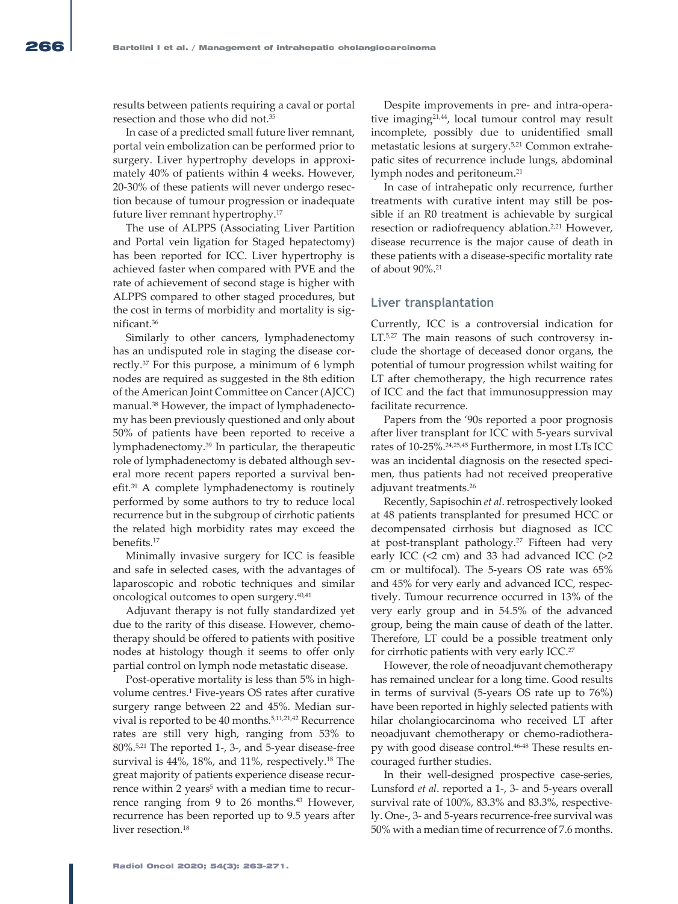results between patients requiring a caval or portal resection and those who did not.[35]

In case of a predicted small future liver remnant, portal vein embolization can be performed prior to surgery. Liver hypertrophy develops in approximately 40% of patients within 4 weeks. However, 20-30% of these patients will never undergo resection because of tumour progression or inadequate future liver remnant hypertrophy.[17]

The use of ALPPS (Associating Liver Partition and Portal vein ligation for Staged hepatectomy) has been reported for ICC. Liver hypertrophy is achieved faster when compared with PVE and the rate of achievement of second stage is higher with ALPPS compared to other staged procedures, but the cost in terms of morbidity and mortality is significant.[36]

Similarly to other cancers, lymphadenectomy has an undisputed role in staging the disease correctly.[37] For this purpose, a minimum of 6 lymph nodes are required as suggested in the 8th edition of the American Joint Committee on Cancer (AJCC) manual.[38] However, the impact of lymphadenectomy has been previously questioned and only about 50% of patients have been reported to receive a lymphadenectomy.[39] In particular, the therapeutic role of lymphadenectomy is debated although several more recent papers reported a survival benefit.[39] A complete lymphadenectomy is routinely performed by some authors to try to reduce local recurrence but in the subgroup of cirrhotic patients the related high morbidity rates may exceed the benefits.[17]

Minimally invasive surgery for ICC is feasible and safe in selected cases, with the advantages of laparoscopic and robotic techniques and similar oncological outcomes to open surgery.[40,41]

Adjuvant therapy is not fully standardized yet due to the rarity of this disease. However, chemotherapy should be offered to patients with positive nodes at histology though it seems to offer only partial control on lymph node metastatic disease.

Post-operative mortality is less than 5% in high-volume centres.[1] Five-years OS rates after curative surgery range between 22 and 45%. Median survival is reported to be 40 months.[5,11,21,42] Recurrence rates are still very high, ranging from 53% to 80%.[5,21] The reported 1-, 3-, and 5-year disease-free survival is 44%, 18%, and 11%, respectively.[18] The great majority of patients experience disease recurrence within 2 years[5] with a median time to recurrence ranging from 9 to 26 months.[43] However, recurrence has been reported up to 9.5 years after liver resection.[18]

Despite improvements in pre- and intra-operative imaging[21,44], local tumour control may result incomplete, possibly due to unidentified small metastatic lesions at surgery.[5,21] Common extrahepatic sites of recurrence include lungs, abdominal lymph nodes and peritoneum.[21]

In case of intrahepatic only recurrence, further treatments with curative intent may still be possible if an R0 treatment is achievable by surgical resection or radiofrequency ablation.[2,21] However, disease recurrence is the major cause of death in these patients with a disease-specific mortality rate of about 90%.[21]

## Liver transplantation

Currently, ICC is a controversial indication for LT.[5,27] The main reasons of such controversy include the shortage of deceased donor organs, the potential of tumour progression whilst waiting for LT after chemotherapy, the high recurrence rates of ICC and the fact that immunosuppression may facilitate recurrence.

Papers from the '90s reported a poor prognosis after liver transplant for ICC with 5-years survival rates of 10-25%.[24,25,45] Furthermore, in most LTs ICC was an incidental diagnosis on the resected specimen, thus patients had not received preoperative adjuvant treatments.[26]

Recently, Sapisochin *et al*. retrospectively looked at 48 patients transplanted for presumed HCC or decompensated cirrhosis but diagnosed as ICC at post-transplant pathology.[27] Fifteen had very early ICC (<2 cm) and 33 had advanced ICC (>2 cm or multifocal). The 5-years OS rate was 65% and 45% for very early and advanced ICC, respectively. Tumour recurrence occurred in 13% of the very early group and in 54.5% of the advanced group, being the main cause of death of the latter. Therefore, LT could be a possible treatment only for cirrhotic patients with very early ICC.[27]

However, the role of neoadjuvant chemotherapy has remained unclear for a long time. Good results in terms of survival (5-years OS rate up to 76%) have been reported in highly selected patients with hilar cholangiocarcinoma who received LT after neoadjuvant chemotherapy or chemo-radiotherapy with good disease control.[46-48] These results encouraged further studies.

In their well-designed prospective case-series, Lunsford *et al*. reported a 1-, 3- and 5-years overall survival rate of 100%, 83.3% and 83.3%, respectively. One-, 3- and 5-years recurrence-free survival was 50% with a median time of recurrence of 7.6 months.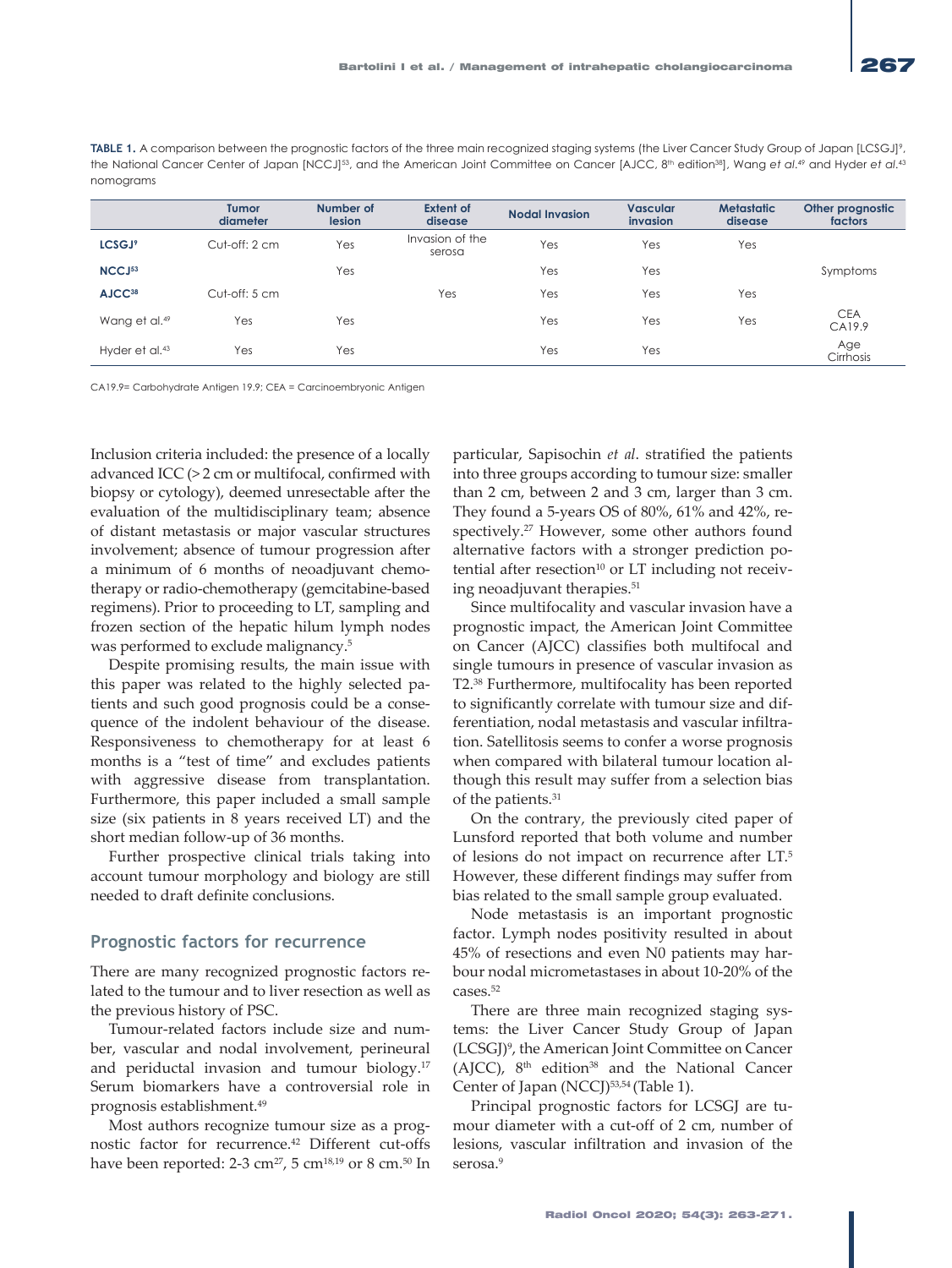**TABLE 1.** A comparison between the prognostic factors of the three main recognized staging systems (the Liver Cancer Study Group of Japan [LCSGJ][9], the National Cancer Center of Japan [NCCJ][53], and the American Joint Committee on Cancer [AJCC, 8th edition[38]], Wang *et al.*[49] and Hyder *et al.*[43] nomograms

| | Tumor diameter | Number of lesion | Extent of disease | Nodal Invasion | Vascular invasion | Metastatic disease | Other prognostic factors |
|---|---|---|---|---|---|---|---|
| **LCSGJ[9]** | Cut-off: 2 cm | Yes | Invasion of the serosa | Yes | Yes | Yes | |
| **NCCJ[53]** | | Yes | | Yes | Yes | | Symptoms |
| **AJCC[38]** | Cut-off: 5 cm | | Yes | Yes | Yes | Yes | |
| Wang et al.[49] | Yes | Yes | | Yes | Yes | Yes | CEA CA19.9 |
| Hyder et al.[43] | Yes | Yes | | Yes | Yes | | Age Cirrhosis |

CA19.9= Carbohydrate Antigen 19.9; CEA = Carcinoembryonic Antigen

Inclusion criteria included: the presence of a locally advanced ICC (> 2 cm or multifocal, confirmed with biopsy or cytology), deemed unresectable after the evaluation of the multidisciplinary team; absence of distant metastasis or major vascular structures involvement; absence of tumour progression after a minimum of 6 months of neoadjuvant chemotherapy or radio-chemotherapy (gemcitabine-based regimens). Prior to proceeding to LT, sampling and frozen section of the hepatic hilum lymph nodes was performed to exclude malignancy.[5]

Despite promising results, the main issue with this paper was related to the highly selected patients and such good prognosis could be a consequence of the indolent behaviour of the disease. Responsiveness to chemotherapy for at least 6 months is a "test of time" and excludes patients with aggressive disease from transplantation. Furthermore, this paper included a small sample size (six patients in 8 years received LT) and the short median follow-up of 36 months.

Further prospective clinical trials taking into account tumour morphology and biology are still needed to draft definite conclusions.

## Prognostic factors for recurrence

There are many recognized prognostic factors related to the tumour and to liver resection as well as the previous history of PSC.

Tumour-related factors include size and number, vascular and nodal involvement, perineural and periductal invasion and tumour biology.[17] Serum biomarkers have a controversial role in prognosis establishment.[49]

Most authors recognize tumour size as a prognostic factor for recurrence.[42] Different cut-offs have been reported: 2-3 cm[27], 5 cm[18,19] or 8 cm.[50] In particular, Sapisochin *et al*. stratified the patients into three groups according to tumour size: smaller than 2 cm, between 2 and 3 cm, larger than 3 cm. They found a 5-years OS of 80%, 61% and 42%, respectively.[27] However, some other authors found alternative factors with a stronger prediction potential after resection[10] or LT including not receiving neoadjuvant therapies.[51]

Since multifocality and vascular invasion have a prognostic impact, the American Joint Committee on Cancer (AJCC) classifies both multifocal and single tumours in presence of vascular invasion as T2.[38] Furthermore, multifocality has been reported to significantly correlate with tumour size and differentiation, nodal metastasis and vascular infiltration. Satellitosis seems to confer a worse prognosis when compared with bilateral tumour location although this result may suffer from a selection bias of the patients.[31]

On the contrary, the previously cited paper of Lunsford reported that both volume and number of lesions do not impact on recurrence after LT.[5] However, these different findings may suffer from bias related to the small sample group evaluated.

Node metastasis is an important prognostic factor. Lymph nodes positivity resulted in about 45% of resections and even N0 patients may harbour nodal micrometastases in about 10-20% of the cases.[52]

There are three main recognized staging systems: the Liver Cancer Study Group of Japan (LCSGJ)[9], the American Joint Committee on Cancer (AJCC), 8th edition[38] and the National Cancer Center of Japan (NCCJ)[53,54] (Table 1).

Principal prognostic factors for LCSGJ are tumour diameter with a cut-off of 2 cm, number of lesions, vascular infiltration and invasion of the serosa.[9]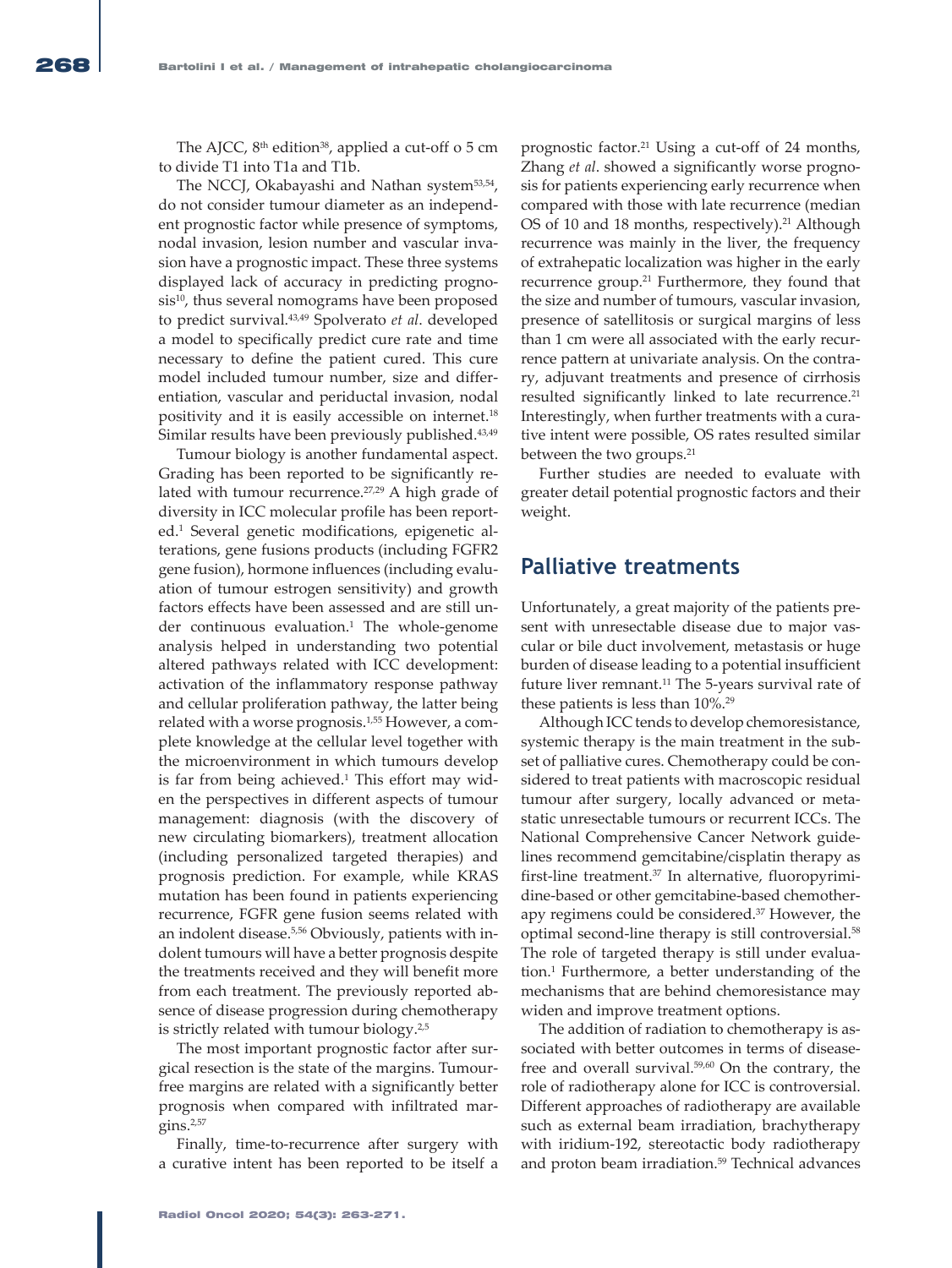The AJCC, 8th edition[38], applied a cut-off o 5 cm to divide T1 into T1a and T1b.

The NCCJ, Okabayashi and Nathan system[53,54], do not consider tumour diameter as an independent prognostic factor while presence of symptoms, nodal invasion, lesion number and vascular invasion have a prognostic impact. These three systems displayed lack of accuracy in predicting prognosis[10], thus several nomograms have been proposed to predict survival.[43,49] Spolverato *et al*. developed a model to specifically predict cure rate and time necessary to define the patient cured. This cure model included tumour number, size and differentiation, vascular and periductal invasion, nodal positivity and it is easily accessible on internet.[18] Similar results have been previously published.[43,49]

Tumour biology is another fundamental aspect. Grading has been reported to be significantly related with tumour recurrence.[27,29] A high grade of diversity in ICC molecular profile has been reported.[1] Several genetic modifications, epigenetic alterations, gene fusions products (including FGFR2 gene fusion), hormone influences (including evaluation of tumour estrogen sensitivity) and growth factors effects have been assessed and are still under continuous evaluation.[1] The whole-genome analysis helped in understanding two potential altered pathways related with ICC development: activation of the inflammatory response pathway and cellular proliferation pathway, the latter being related with a worse prognosis.[1,55] However, a complete knowledge at the cellular level together with the microenvironment in which tumours develop is far from being achieved.[1] This effort may widen the perspectives in different aspects of tumour management: diagnosis (with the discovery of new circulating biomarkers), treatment allocation (including personalized targeted therapies) and prognosis prediction. For example, while KRAS mutation has been found in patients experiencing recurrence, FGFR gene fusion seems related with an indolent disease.[5,56] Obviously, patients with indolent tumours will have a better prognosis despite the treatments received and they will benefit more from each treatment. The previously reported absence of disease progression during chemotherapy is strictly related with tumour biology.[2,5]

The most important prognostic factor after surgical resection is the state of the margins. Tumour-free margins are related with a significantly better prognosis when compared with infiltrated margins.[2,57]

Finally, time-to-recurrence after surgery with a curative intent has been reported to be itself a prognostic factor.[21] Using a cut-off of 24 months, Zhang *et al*. showed a significantly worse prognosis for patients experiencing early recurrence when compared with those with late recurrence (median OS of 10 and 18 months, respectively).[21] Although recurrence was mainly in the liver, the frequency of extrahepatic localization was higher in the early recurrence group.[21] Furthermore, they found that the size and number of tumours, vascular invasion, presence of satellitosis or surgical margins of less than 1 cm were all associated with the early recurrence pattern at univariate analysis. On the contrary, adjuvant treatments and presence of cirrhosis resulted significantly linked to late recurrence.[21] Interestingly, when further treatments with a curative intent were possible, OS rates resulted similar between the two groups.[21]

Further studies are needed to evaluate with greater detail potential prognostic factors and their weight.

## Palliative treatments

Unfortunately, a great majority of the patients present with unresectable disease due to major vascular or bile duct involvement, metastasis or huge burden of disease leading to a potential insufficient future liver remnant.[11] The 5-years survival rate of these patients is less than 10%.[29]

Although ICC tends to develop chemoresistance, systemic therapy is the main treatment in the subset of palliative cures. Chemotherapy could be considered to treat patients with macroscopic residual tumour after surgery, locally advanced or metastatic unresectable tumours or recurrent ICCs. The National Comprehensive Cancer Network guidelines recommend gemcitabine/cisplatin therapy as first-line treatment.[37] In alternative, fluoropyrimidine-based or other gemcitabine-based chemotherapy regimens could be considered.[37] However, the optimal second-line therapy is still controversial.[58] The role of targeted therapy is still under evaluation.[1] Furthermore, a better understanding of the mechanisms that are behind chemoresistance may widen and improve treatment options.

The addition of radiation to chemotherapy is associated with better outcomes in terms of disease-free and overall survival.[59,60] On the contrary, the role of radiotherapy alone for ICC is controversial. Different approaches of radiotherapy are available such as external beam irradiation, brachytherapy with iridium-192, stereotactic body radiotherapy and proton beam irradiation.[59] Technical advances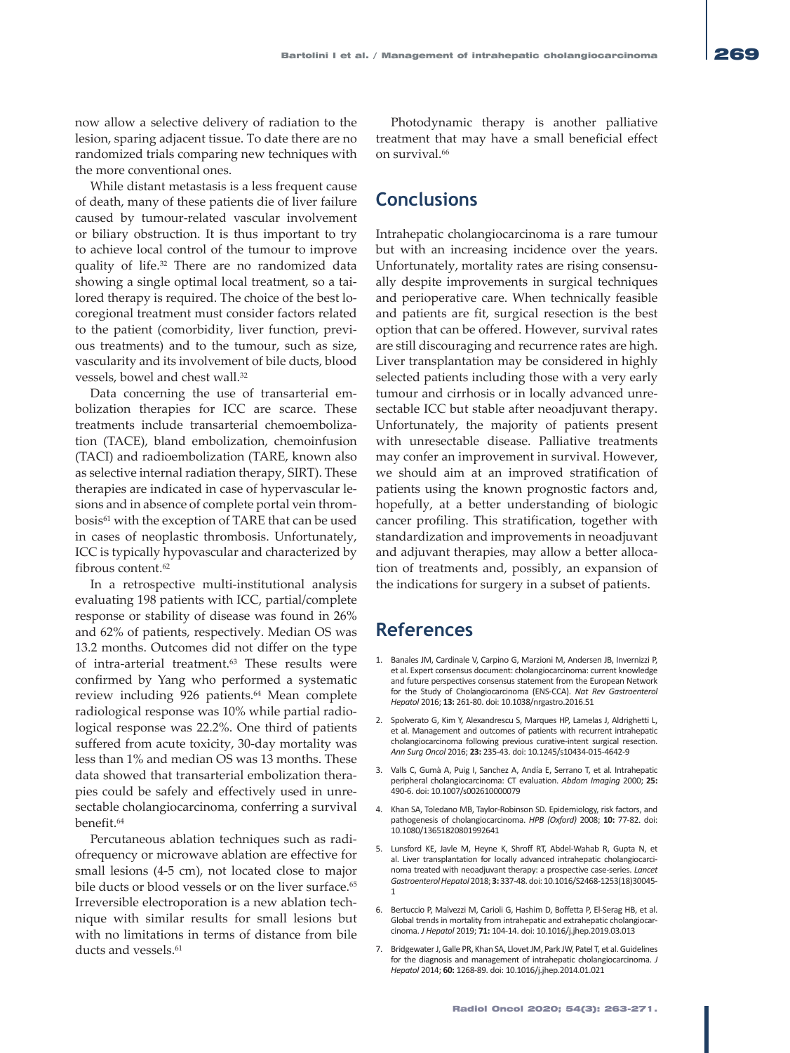now allow a selective delivery of radiation to the lesion, sparing adjacent tissue. To date there are no randomized trials comparing new techniques with the more conventional ones.

While distant metastasis is a less frequent cause of death, many of these patients die of liver failure caused by tumour-related vascular involvement or biliary obstruction. It is thus important to try to achieve local control of the tumour to improve quality of life.[32] There are no randomized data showing a single optimal local treatment, so a tailored therapy is required. The choice of the best locoregional treatment must consider factors related to the patient (comorbidity, liver function, previous treatments) and to the tumour, such as size, vascularity and its involvement of bile ducts, blood vessels, bowel and chest wall.[32]

Data concerning the use of transarterial embolization therapies for ICC are scarce. These treatments include transarterial chemoembolization (TACE), bland embolization, chemoinfusion (TACI) and radioembolization (TARE, known also as selective internal radiation therapy, SIRT). These therapies are indicated in case of hypervascular lesions and in absence of complete portal vein thrombosis[61] with the exception of TARE that can be used in cases of neoplastic thrombosis. Unfortunately, ICC is typically hypovascular and characterized by fibrous content.[62]

In a retrospective multi-institutional analysis evaluating 198 patients with ICC, partial/complete response or stability of disease was found in 26% and 62% of patients, respectively. Median OS was 13.2 months. Outcomes did not differ on the type of intra-arterial treatment.[63] These results were confirmed by Yang who performed a systematic review including 926 patients.[64] Mean complete radiological response was 10% while partial radiological response was 22.2%. One third of patients suffered from acute toxicity, 30-day mortality was less than 1% and median OS was 13 months. These data showed that transarterial embolization therapies could be safely and effectively used in unresectable cholangiocarcinoma, conferring a survival benefit.[64]

Percutaneous ablation techniques such as radiofrequency or microwave ablation are effective for small lesions (4-5 cm), not located close to major bile ducts or blood vessels or on the liver surface.[65] Irreversible electroporation is a new ablation technique with similar results for small lesions but with no limitations in terms of distance from bile ducts and vessels.[61]

Photodynamic therapy is another palliative treatment that may have a small beneficial effect on survival.[66]

## Conclusions

Intrahepatic cholangiocarcinoma is a rare tumour but with an increasing incidence over the years. Unfortunately, mortality rates are rising consensually despite improvements in surgical techniques and perioperative care. When technically feasible and patients are fit, surgical resection is the best option that can be offered. However, survival rates are still discouraging and recurrence rates are high. Liver transplantation may be considered in highly selected patients including those with a very early tumour and cirrhosis or in locally advanced unresectable ICC but stable after neoadjuvant therapy. Unfortunately, the majority of patients present with unresectable disease. Palliative treatments may confer an improvement in survival. However, we should aim at an improved stratification of patients using the known prognostic factors and, hopefully, at a better understanding of biologic cancer profiling. This stratification, together with standardization and improvements in neoadjuvant and adjuvant therapies, may allow a better allocation of treatments and, possibly, an expansion of the indications for surgery in a subset of patients.

## References

1. Banales JM, Cardinale V, Carpino G, Marzioni M, Andersen JB, Invernizzi P, et al. Expert consensus document: cholangiocarcinoma: current knowledge and future perspectives consensus statement from the European Network for the Study of Cholangiocarcinoma (ENS-CCA). *Nat Rev Gastroenterol Hepatol* 2016; **13:** 261-80. doi: 10.1038/nrgastro.2016.51
2. Spolverato G, Kim Y, Alexandrescu S, Marques HP, Lamelas J, Aldrighetti L, et al. Management and outcomes of patients with recurrent intrahepatic cholangiocarcinoma following previous curative-intent surgical resection. *Ann Surg Oncol* 2016; **23:** 235-43. doi: 10.1245/s10434-015-4642-9
3. Valls C, Gumà A, Puig I, Sanchez A, Andía E, Serrano T, et al. Intrahepatic peripheral cholangiocarcinoma: CT evaluation. *Abdom Imaging* 2000; **25:** 490-6. doi: 10.1007/s002610000079
4. Khan SA, Toledano MB, Taylor-Robinson SD. Epidemiology, risk factors, and pathogenesis of cholangiocarcinoma. *HPB (Oxford)* 2008; **10:** 77-82. doi: 10.1080/13651820801992641
5. Lunsford KE, Javle M, Heyne K, Shroff RT, Abdel-Wahab R, Gupta N, et al. Liver transplantation for locally advanced intrahepatic cholangiocarcinoma treated with neoadjuvant therapy: a prospective case-series. *Lancet Gastroenterol Hepatol* 2018; **3:** 337-48. doi: 10.1016/S2468-1253(18)30045-1
6. Bertuccio P, Malvezzi M, Carioli G, Hashim D, Boffetta P, El-Serag HB, et al. Global trends in mortality from intrahepatic and extrahepatic cholangiocarcinoma. *J Hepatol* 2019; **71:** 104-14. doi: 10.1016/j.jhep.2019.03.013
7. Bridgewater J, Galle PR, Khan SA, Llovet JM, Park JW, Patel T, et al. Guidelines for the diagnosis and management of intrahepatic cholangiocarcinoma. *J Hepatol* 2014; **60:** 1268-89. doi: 10.1016/j.jhep.2014.01.021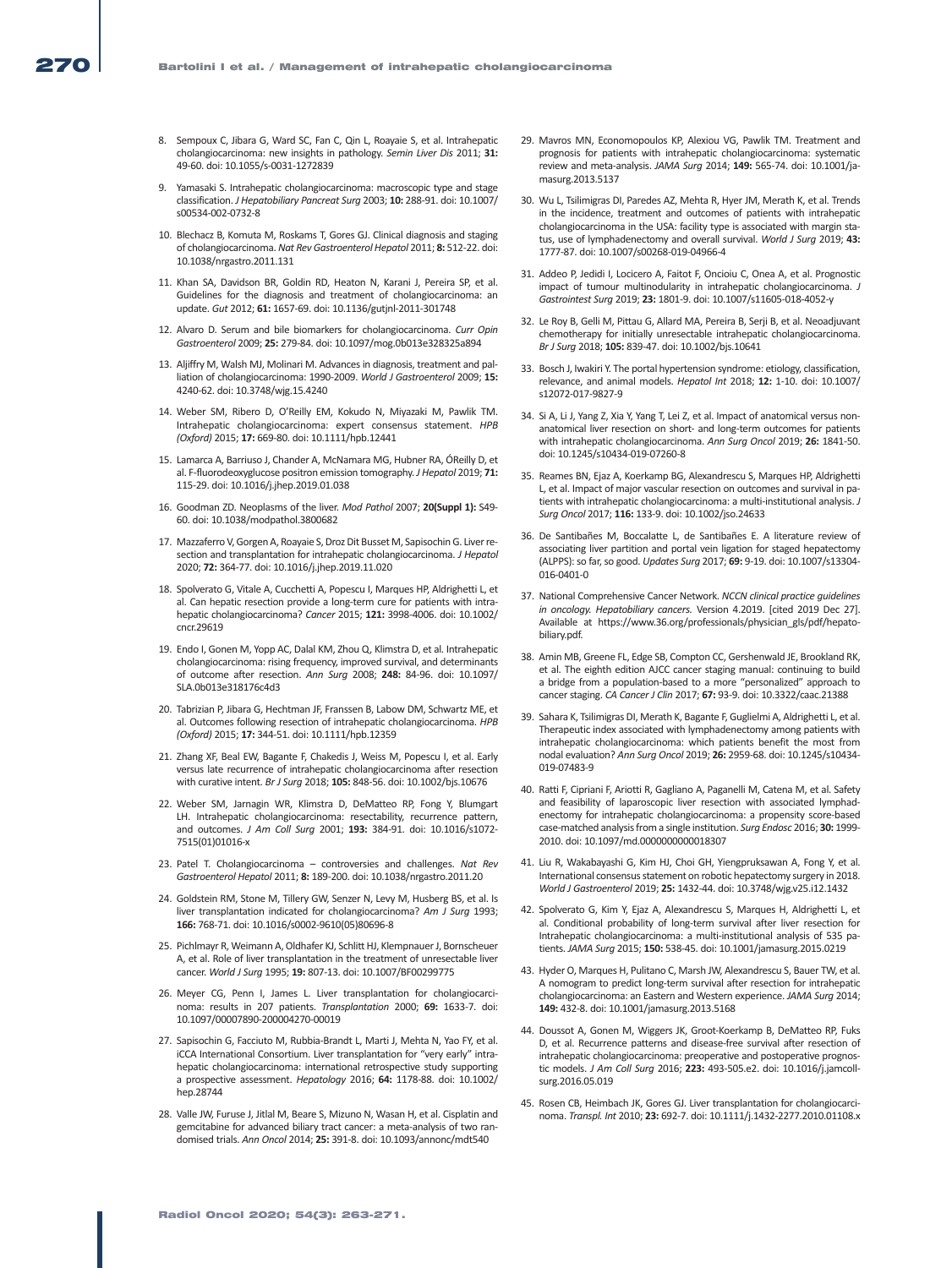8. Sempoux C, Jibara G, Ward SC, Fan C, Qin L, Roayaie S, et al. Intrahepatic cholangiocarcinoma: new insights in pathology. *Semin Liver Dis* 2011; **31:** 49-60. doi: 10.1055/s-0031-1272839

9. Yamasaki S. Intrahepatic cholangiocarcinoma: macroscopic type and stage classification. *J Hepatobiliary Pancreat Surg* 2003; **10:** 288-91. doi: 10.1007/s00534-002-0732-8

10. Blechacz B, Komuta M, Roskams T, Gores GJ. Clinical diagnosis and staging of cholangiocarcinoma. *Nat Rev Gastroenterol Hepatol* 2011; **8:** 512-22. doi: 10.1038/nrgastro.2011.131

11. Khan SA, Davidson BR, Goldin RD, Heaton N, Karani J, Pereira SP, et al. Guidelines for the diagnosis and treatment of cholangiocarcinoma: an update. *Gut* 2012; **61:** 1657-69. doi: 10.1136/gutjnl-2011-301748

12. Alvaro D. Serum and bile biomarkers for cholangiocarcinoma. *Curr Opin Gastroenterol* 2009; **25:** 279-84. doi: 10.1097/mog.0b013e328325a894

13. Aljiffry M, Walsh MJ, Molinari M. Advances in diagnosis, treatment and palliation of cholangiocarcinoma: 1990-2009. *World J Gastroenterol* 2009; **15:** 4240-62. doi: 10.3748/wjg.15.4240

14. Weber SM, Ribero D, O'Reilly EM, Kokudo N, Miyazaki M, Pawlik TM. Intrahepatic cholangiocarcinoma: expert consensus statement. *HPB (Oxford)* 2015; **17:** 669-80. doi: 10.1111/hpb.12441

15. Lamarca A, Barriuso J, Chander A, McNamara MG, Hubner RA, ÓReilly D, et al. F-fluorodeoxyglucose positron emission tomography. *J Hepatol* 2019; **71:** 115-29. doi: 10.1016/j.jhep.2019.01.038

16. Goodman ZD. Neoplasms of the liver. *Mod Pathol* 2007; **20(Suppl 1):** S49-60. doi: 10.1038/modpathol.3800682

17. Mazzaferro V, Gorgen A, Roayaie S, Droz Dit Busset M, Sapisochin G. Liver resection and transplantation for intrahepatic cholangiocarcinoma. *J Hepatol* 2020; **72:** 364-77. doi: 10.1016/j.jhep.2019.11.020

18. Spolverato G, Vitale A, Cucchetti A, Popescu I, Marques HP, Aldrighetti L, et al. Can hepatic resection provide a long-term cure for patients with intrahepatic cholangiocarcinoma? *Cancer* 2015; **121:** 3998-4006. doi: 10.1002/cncr.29619

19. Endo I, Gonen M, Yopp AC, Dalal KM, Zhou Q, Klimstra D, et al. Intrahepatic cholangiocarcinoma: rising frequency, improved survival, and determinants of outcome after resection. *Ann Surg* 2008; **248:** 84-96. doi: 10.1097/SLA.0b013e318176c4d3

20. Tabrizian P, Jibara G, Hechtman JF, Franssen B, Labow DM, Schwartz ME, et al. Outcomes following resection of intrahepatic cholangiocarcinoma. *HPB (Oxford)* 2015; **17:** 344-51. doi: 10.1111/hpb.12359

21. Zhang XF, Beal EW, Bagante F, Chakedis J, Weiss M, Popescu I, et al. Early versus late recurrence of intrahepatic cholangiocarcinoma after resection with curative intent. *Br J Surg* 2018; **105:** 848-56. doi: 10.1002/bjs.10676

22. Weber SM, Jarnagin WR, Klimstra D, DeMatteo RP, Fong Y, Blumgart LH. Intrahepatic cholangiocarcinoma: resectability, recurrence pattern, and outcomes. *J Am Coll Surg* 2001; **193:** 384-91. doi: 10.1016/s1072-7515(01)01016-x

23. Patel T. Cholangiocarcinoma – controversies and challenges. *Nat Rev Gastroenterol Hepatol* 2011; **8:** 189-200. doi: 10.1038/nrgastro.2011.20

24. Goldstein RM, Stone M, Tillery GW, Senzer N, Levy M, Husberg BS, et al. Is liver transplantation indicated for cholangiocarcinoma? *Am J Surg* 1993; **166:** 768-71. doi: 10.1016/s0002-9610(05)80696-8

25. Pichlmayr R, Weimann A, Oldhafer KJ, Schlitt HJ, Klempnauer J, Bornscheuer A, et al. Role of liver transplantation in the treatment of unresectable liver cancer. *World J Surg* 1995; **19:** 807-13. doi: 10.1007/BF00299775

26. Meyer CG, Penn I, James L. Liver transplantation for cholangiocarcinoma: results in 207 patients. *Transplantation* 2000; **69:** 1633-7. doi: 10.1097/00007890-200004270-00019

27. Sapisochin G, Facciuto M, Rubbia-Brandt L, Marti J, Mehta N, Yao FY, et al. iCCA International Consortium. Liver transplantation for "very early" intrahepatic cholangiocarcinoma: international retrospective study supporting a prospective assessment. *Hepatology* 2016; **64:** 1178-88. doi: 10.1002/hep.28744

28. Valle JW, Furuse J, Jitlal M, Beare S, Mizuno N, Wasan H, et al. Cisplatin and gemcitabine for advanced biliary tract cancer: a meta-analysis of two randomised trials. *Ann Oncol* 2014; **25:** 391-8. doi: 10.1093/annonc/mdt540

29. Mavros MN, Economopoulos KP, Alexiou VG, Pawlik TM. Treatment and prognosis for patients with intrahepatic cholangiocarcinoma: systematic review and meta-analysis. *JAMA Surg* 2014; **149:** 565-74. doi: 10.1001/jamasurg.2013.5137

30. Wu L, Tsilimigras DI, Paredes AZ, Mehta R, Hyer JM, Merath K, et al. Trends in the incidence, treatment and outcomes of patients with intrahepatic cholangiocarcinoma in the USA: facility type is associated with margin status, use of lymphadenectomy and overall survival. *World J Surg* 2019; **43:** 1777-87. doi: 10.1007/s00268-019-04966-4

31. Addeo P, Jedidi I, Locicero A, Faitot F, Oncioiu C, Onea A, et al. Prognostic impact of tumour multinodularity in intrahepatic cholangiocarcinoma. *J Gastrointest Surg* 2019; **23:** 1801-9. doi: 10.1007/s11605-018-4052-y

32. Le Roy B, Gelli M, Pittau G, Allard MA, Pereira B, Serji B, et al. Neoadjuvant chemotherapy for initially unresectable intrahepatic cholangiocarcinoma. *Br J Surg* 2018; **105:** 839-47. doi: 10.1002/bjs.10641

33. Bosch J, Iwakiri Y. The portal hypertension syndrome: etiology, classification, relevance, and animal models. *Hepatol Int* 2018; **12:** 1-10. doi: 10.1007/s12072-017-9827-9

34. Si A, Li J, Yang Z, Xia Y, Yang T, Lei Z, et al. Impact of anatomical versus non-anatomical liver resection on short- and long-term outcomes for patients with intrahepatic cholangiocarcinoma. *Ann Surg Oncol* 2019; **26:** 1841-50. doi: 10.1245/s10434-019-07260-8

35. Reames BN, Ejaz A, Koerkamp BG, Alexandrescu S, Marques HP, Aldrighetti L, et al. Impact of major vascular resection on outcomes and survival in patients with intrahepatic cholangiocarcinoma: a multi-institutional analysis. *J Surg Oncol* 2017; **116:** 133-9. doi: 10.1002/jso.24633

36. De Santibañes M, Boccalatte L, de Santibañes E. A literature review of associating liver partition and portal vein ligation for staged hepatectomy (ALPPS): so far, so good. *Updates Surg* 2017; **69:** 9-19. doi: 10.1007/s13304-016-0401-0

37. National Comprehensive Cancer Network. *NCCN clinical practice guidelines in oncology. Hepatobiliary cancers.* Version 4.2019. [cited 2019 Dec 27]. Available at https://www.36.org/professionals/physician_gls/pdf/hepatobiliary.pdf.

38. Amin MB, Greene FL, Edge SB, Compton CC, Gershenwald JE, Brookland RK, et al. The eighth edition AJCC cancer staging manual: continuing to build a bridge from a population-based to a more "personalized" approach to cancer staging. *CA Cancer J Clin* 2017; **67:** 93-9. doi: 10.3322/caac.21388

39. Sahara K, Tsilimigras DI, Merath K, Bagante F, Guglielmi A, Aldrighetti L, et al. Therapeutic index associated with lymphadenectomy among patients with intrahepatic cholangiocarcinoma: which patients benefit the most from nodal evaluation? *Ann Surg Oncol* 2019; **26:** 2959-68. doi: 10.1245/s10434-019-07483-9

40. Ratti F, Cipriani F, Ariotti R, Gagliano A, Paganelli M, Catena M, et al. Safety and feasibility of laparoscopic liver resection with associated lymphadenectomy for intrahepatic cholangiocarcinoma: a propensity score-based case-matched analysis from a single institution. *Surg Endosc* 2016; **30:** 1999-2010. doi: 10.1097/md.0000000000018307

41. Liu R, Wakabayashi G, Kim HJ, Choi GH, Yiengpruksawan A, Fong Y, et al. International consensus statement on robotic hepatectomy surgery in 2018. *World J Gastroenterol* 2019; **25:** 1432-44. doi: 10.3748/wjg.v25.i12.1432

42. Spolverato G, Kim Y, Ejaz A, Alexandrescu S, Marques H, Aldrighetti L, et al. Conditional probability of long-term survival after liver resection for Intrahepatic cholangiocarcinoma: a multi-institutional analysis of 535 patients. *JAMA Surg* 2015; **150:** 538-45. doi: 10.1001/jamasurg.2015.0219

43. Hyder O, Marques H, Pulitano C, Marsh JW, Alexandrescu S, Bauer TW, et al. A nomogram to predict long-term survival after resection for intrahepatic cholangiocarcinoma: an Eastern and Western experience. *JAMA Surg* 2014; **149:** 432-8. doi: 10.1001/jamasurg.2013.5168

44. Doussot A, Gonen M, Wiggers JK, Groot-Koerkamp B, DeMatteo RP, Fuks D, et al. Recurrence patterns and disease-free survival after resection of intrahepatic cholangiocarcinoma: preoperative and postoperative prognostic models. *J Am Coll Surg* 2016; **223:** 493-505.e2. doi: 10.1016/j.jamcollsurg.2016.05.019

45. Rosen CB, Heimbach JK, Gores GJ. Liver transplantation for cholangiocarcinoma. *Transpl. Int* 2010; **23:** 692-7. doi: 10.1111/j.1432-2277.2010.01108.x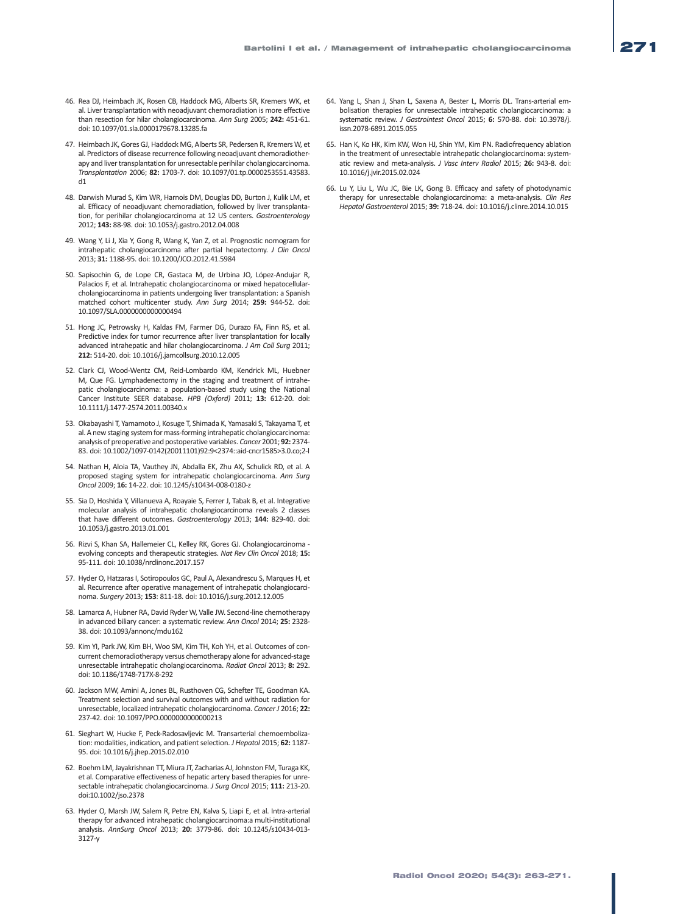46. Rea DJ, Heimbach JK, Rosen CB, Haddock MG, Alberts SR, Kremers WK, et al. Liver transplantation with neoadjuvant chemoradiation is more effective than resection for hilar cholangiocarcinoma. *Ann Surg* 2005; **242:** 451-61. doi: 10.1097/01.sla.0000179678.13285.fa

47. Heimbach JK, Gores GJ, Haddock MG, Alberts SR, Pedersen R, Kremers W, et al. Predictors of disease recurrence following neoadjuvant chemoradiotherapy and liver transplantation for unresectable perihilar cholangiocarcinoma. *Transplantation* 2006; **82:** 1703-7. doi: 10.1097/01.tp.0000253551.43583.d1

48. Darwish Murad S, Kim WR, Harnois DM, Douglas DD, Burton J, Kulik LM, et al. Efficacy of neoadjuvant chemoradiation, followed by liver transplantation, for perihilar cholangiocarcinoma at 12 US centers. *Gastroenterology* 2012; **143:** 88-98. doi: 10.1053/j.gastro.2012.04.008

49. Wang Y, Li J, Xia Y, Gong R, Wang K, Yan Z, et al. Prognostic nomogram for intrahepatic cholangiocarcinoma after partial hepatectomy. *J Clin Oncol* 2013; **31:** 1188-95. doi: 10.1200/JCO.2012.41.5984

50. Sapisochin G, de Lope CR, Gastaca M, de Urbina JO, López-Andujar R, Palacios F, et al. Intrahepatic cholangiocarcinoma or mixed hepatocellular-cholangiocarcinoma in patients undergoing liver transplantation: a Spanish matched cohort multicenter study. *Ann Surg* 2014; **259:** 944-52. doi: 10.1097/SLA.0000000000000494

51. Hong JC, Petrowsky H, Kaldas FM, Farmer DG, Durazo FA, Finn RS, et al. Predictive index for tumor recurrence after liver transplantation for locally advanced intrahepatic and hilar cholangiocarcinoma. *J Am Coll Surg* 2011; **212:** 514-20. doi: 10.1016/j.jamcollsurg.2010.12.005

52. Clark CJ, Wood-Wentz CM, Reid-Lombardo KM, Kendrick ML, Huebner M, Que FG. Lymphadenectomy in the staging and treatment of intrahepatic cholangiocarcinoma: a population-based study using the National Cancer Institute SEER database. *HPB (Oxford)* 2011; **13:** 612-20. doi: 10.1111/j.1477-2574.2011.00340.x

53. Okabayashi T, Yamamoto J, Kosuge T, Shimada K, Yamasaki S, Takayama T, et al. A new staging system for mass-forming intrahepatic cholangiocarcinoma: analysis of preoperative and postoperative variables. *Cancer* 2001; **92:** 2374-83. doi: 10.1002/1097-0142(20011101)92:9<2374::aid-cncr1585>3.0.co;2-l

54. Nathan H, Aloia TA, Vauthey JN, Abdalla EK, Zhu AX, Schulick RD, et al. A proposed staging system for intrahepatic cholangiocarcinoma. *Ann Surg Oncol* 2009; **16:** 14-22. doi: 10.1245/s10434-008-0180-z

55. Sia D, Hoshida Y, Villanueva A, Roayaie S, Ferrer J, Tabak B, et al. Integrative molecular analysis of intrahepatic cholangiocarcinoma reveals 2 classes that have different outcomes. *Gastroenterology* 2013; **144:** 829-40. doi: 10.1053/j.gastro.2013.01.001

56. Rizvi S, Khan SA, Hallemeier CL, Kelley RK, Gores GJ. Cholangiocarcinoma - evolving concepts and therapeutic strategies. *Nat Rev Clin Oncol* 2018; **15:** 95-111. doi: 10.1038/nrclinonc.2017.157

57. Hyder O, Hatzaras I, Sotiropoulos GC, Paul A, Alexandrescu S, Marques H, et al. Recurrence after operative management of intrahepatic cholangiocarcinoma. *Surgery* 2013; **153**: 811-18. doi: 10.1016/j.surg.2012.12.005

58. Lamarca A, Hubner RA, David Ryder W, Valle JW. Second-line chemotherapy in advanced biliary cancer: a systematic review. *Ann Oncol* 2014; **25:** 2328-38. doi: 10.1093/annonc/mdu162

59. Kim YI, Park JW, Kim BH, Woo SM, Kim TH, Koh YH, et al. Outcomes of concurrent chemoradiotherapy versus chemotherapy alone for advanced-stage unresectable intrahepatic cholangiocarcinoma. *Radiat Oncol* 2013; **8:** 292. doi: 10.1186/1748-717X-8-292

60. Jackson MW, Amini A, Jones BL, Rusthoven CG, Schefter TE, Goodman KA. Treatment selection and survival outcomes with and without radiation for unresectable, localized intrahepatic cholangiocarcinoma. *Cancer J* 2016; **22:** 237-42. doi: 10.1097/PPO.0000000000000213

61. Sieghart W, Hucke F, Peck-Radosavljevic M. Transarterial chemoembolization: modalities, indication, and patient selection. *J Hepatol* 2015; **62:** 1187-95. doi: 10.1016/j.jhep.2015.02.010

62. Boehm LM, Jayakrishnan TT, Miura JT, Zacharias AJ, Johnston FM, Turaga KK, et al. Comparative effectiveness of hepatic artery based therapies for unresectable intrahepatic cholangiocarcinoma. *J Surg Oncol* 2015; **111:** 213-20. doi:10.1002/jso.2378

63. Hyder O, Marsh JW, Salem R, Petre EN, Kalva S, Liapi E, et al. Intra-arterial therapy for advanced intrahepatic cholangiocarcinoma:a multi-institutional analysis. *AnnSurg Oncol* 2013; **20:** 3779-86. doi: 10.1245/s10434-013-3127-y

64. Yang L, Shan J, Shan L, Saxena A, Bester L, Morris DL. Trans-arterial embolisation therapies for unresectable intrahepatic cholangiocarcinoma: a systematic review. *J Gastrointest Oncol* 2015; **6:** 570-88. doi: 10.3978/j.issn.2078-6891.2015.055

65. Han K, Ko HK, Kim KW, Won HJ, Shin YM, Kim PN. Radiofrequency ablation in the treatment of unresectable intrahepatic cholangiocarcinoma: systematic review and meta-analysis. *J Vasc Interv Radiol* 2015; **26:** 943-8. doi: 10.1016/j.jvir.2015.02.024

66. Lu Y, Liu L, Wu JC, Bie LK, Gong B. Efficacy and safety of photodynamic therapy for unresectable cholangiocarcinoma: a meta-analysis. *Clin Res Hepatol Gastroenterol* 2015; **39:** 718-24. doi: 10.1016/j.clinre.2014.10.015